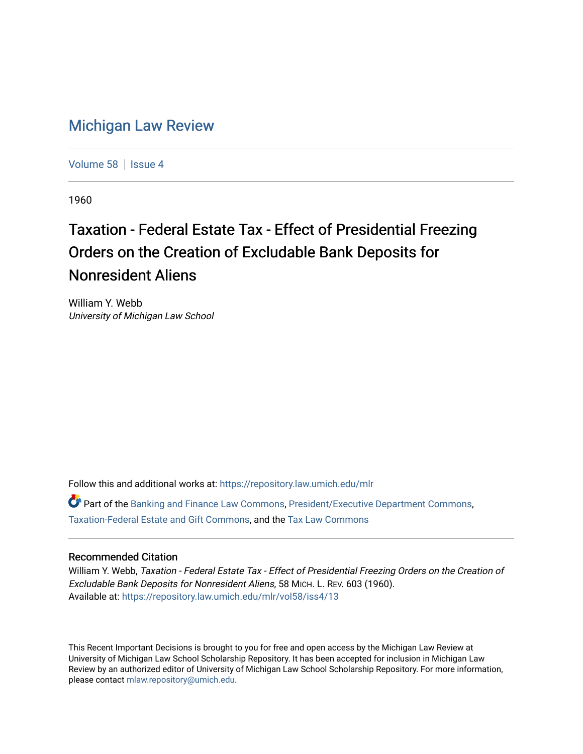# Michigan Law Review

Volume 58 | Issue 4

1960

## Taxation - Federal Estate Tax - Effect of Presidential Freezing Orders on the Creation of Excludable Bank Deposits for Nonresident Aliens

William Y. Webb
*University of Michigan Law School*

Follow this and additional works at: https://repository.law.umich.edu/mlr

Part of the Banking and Finance Law Commons, President/Executive Department Commons, Taxation-Federal Estate and Gift Commons, and the Tax Law Commons

### Recommended Citation

William Y. Webb, *Taxation - Federal Estate Tax - Effect of Presidential Freezing Orders on the Creation of Excludable Bank Deposits for Nonresident Aliens*, 58 MICH. L. REV. 603 (1960).
Available at: https://repository.law.umich.edu/mlr/vol58/iss4/13

This Recent Important Decisions is brought to you for free and open access by the Michigan Law Review at University of Michigan Law School Scholarship Repository. It has been accepted for inclusion in Michigan Law Review by an authorized editor of University of Michigan Law School Scholarship Repository. For more information, please contact mlaw.repository@umich.edu.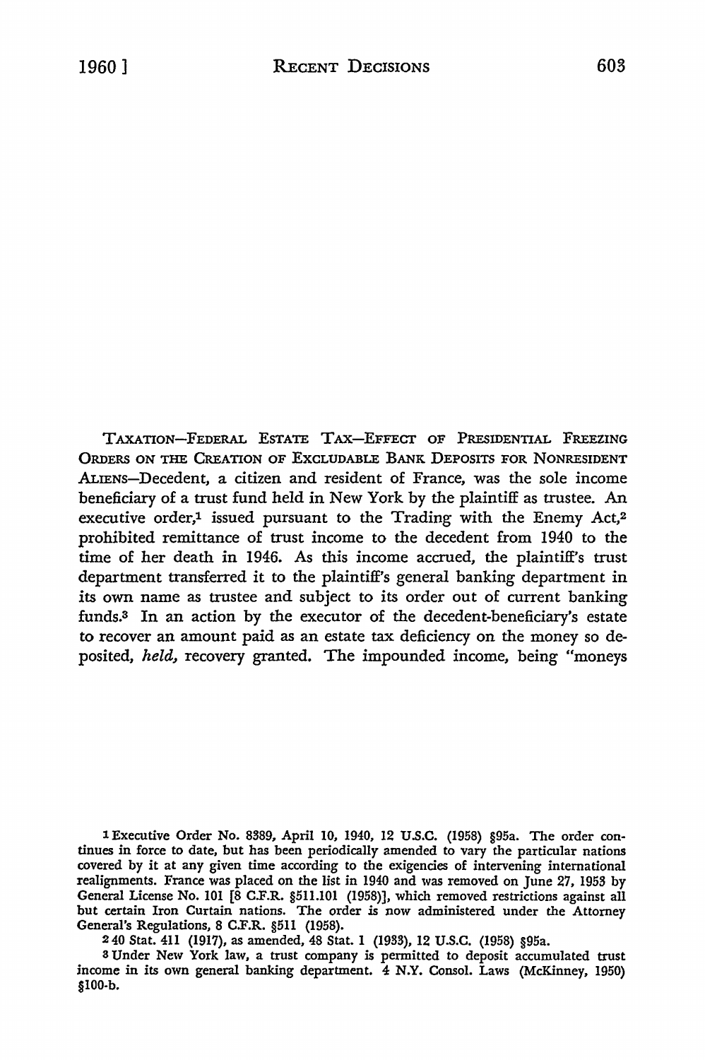TAXATION—FEDERAL ESTATE TAX—EFFECT OF PRESIDENTIAL FREEZING ORDERS ON THE CREATION OF EXCLUDABLE BANK DEPOSITS FOR NONRESIDENT ALIENS—Decedent, a citizen and resident of France, was the sole income beneficiary of a trust fund held in New York by the plaintiff as trustee. An executive order,[1] issued pursuant to the Trading with the Enemy Act,[2] prohibited remittance of trust income to the decedent from 1940 to the time of her death in 1946. As this income accrued, the plaintiff's trust department transferred it to the plaintiff's general banking department in its own name as trustee and subject to its order out of current banking funds.[3] In an action by the executor of the decedent-beneficiary's estate to recover an amount paid as an estate tax deficiency on the money so deposited, *held,* recovery granted. The impounded income, being "moneys

[1] Executive Order No. 8389, April 10, 1940, 12 U.S.C. (1958) §95a. The order continues in force to date, but has been periodically amended to vary the particular nations covered by it at any given time according to the exigencies of intervening international realignments. France was placed on the list in 1940 and was removed on June 27, 1953 by General License No. 101 [8 C.F.R. §511.101 (1958)], which removed restrictions against all but certain Iron Curtain nations. The order is now administered under the Attorney General's Regulations, 8 C.F.R. §511 (1958).

[2] 40 Stat. 411 (1917), as amended, 48 Stat. 1 (1933), 12 U.S.C. (1958) §95a.

[3] Under New York law, a trust company is permitted to deposit accumulated trust income in its own general banking department. 4 N.Y. Consol. Laws (McKinney, 1950) §100-b.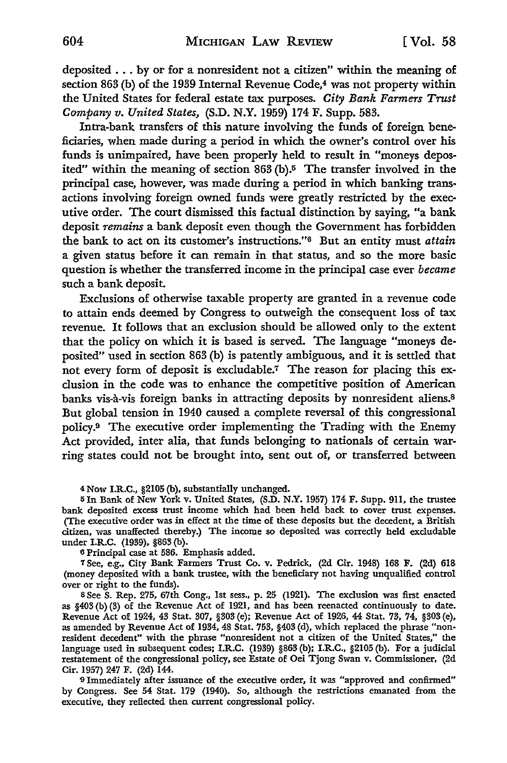deposited . . . by or for a nonresident not a citizen" within the meaning of section 863 (b) of the 1939 Internal Revenue Code,[4] was not property within the United States for federal estate tax purposes. *City Bank Farmers Trust Company v. United States,* (S.D. N.Y. 1959) 174 F. Supp. 583.

Intra-bank transfers of this nature involving the funds of foreign beneficiaries, when made during a period in which the owner's control over his funds is unimpaired, have been properly held to result in "moneys deposited" within the meaning of section 863 (b).[5] The transfer involved in the principal case, however, was made during a period in which banking transactions involving foreign owned funds were greatly restricted by the executive order. The court dismissed this factual distinction by saying, "a bank deposit *remains* a bank deposit even though the Government has forbidden the bank to act on its customer's instructions."[6] But an entity must *attain* a given status before it can remain in that status, and so the more basic question is whether the transferred income in the principal case ever *became* such a bank deposit.

Exclusions of otherwise taxable property are granted in a revenue code to attain ends deemed by Congress to outweigh the consequent loss of tax revenue. It follows that an exclusion should be allowed only to the extent that the policy on which it is based is served. The language "moneys deposited" used in section 863 (b) is patently ambiguous, and it is settled that not every form of deposit is excludable.[7] The reason for placing this exclusion in the code was to enhance the competitive position of American banks vis-à-vis foreign banks in attracting deposits by nonresident aliens.[8] But global tension in 1940 caused a complete reversal of this congressional policy.[9] The executive order implementing the Trading with the Enemy Act provided, inter alia, that funds belonging to nationals of certain warring states could not be brought into, sent out of, or transferred between

---

[4] Now I.R.C., §2105 (b), substantially unchanged.

[5] In Bank of New York v. United States, (S.D. N.Y. 1957) 174 F. Supp. 911, the trustee bank deposited excess trust income which had been held back to cover trust expenses. (The executive order was in effect at the time of these deposits but the decedent, a British citizen, was unaffected thereby.) The income so deposited was correctly held excludable under I.R.C. (1939), §863 (b).

[6] Principal case at 586. Emphasis added.

[7] See, e.g., City Bank Farmers Trust Co. v. Pedrick, (2d Cir. 1948) 168 F. (2d) 618 (money deposited with a bank trustee, with the beneficiary not having unqualified control over or right to the funds).

[8] See S. Rep. 275, 67th Cong., 1st sess., p. 25 (1921). The exclusion was first enacted as §403 (b) (3) of the Revenue Act of 1921, and has been reenacted continuously to date. Revenue Act of 1924, 43 Stat. 307, §303 (e); Revenue Act of 1926, 44 Stat. 73, 74, §303 (e), as amended by Revenue Act of 1934, 48 Stat. 753, §403 (d), which replaced the phrase "nonresident decedent" with the phrase "nonresident not a citizen of the United States," the language used in subsequent codes; I.R.C. (1939) §863 (b); I.R.C., §2105 (b). For a judicial restatement of the congressional policy, see Estate of Oei Tjong Swan v. Commissioner, (2d Cir. 1957) 247 F. (2d) 144.

[9] Immediately after issuance of the executive order, it was "approved and confirmed" by Congress. See 54 Stat. 179 (1940). So, although the restrictions emanated from the executive, they reflected then current congressional policy.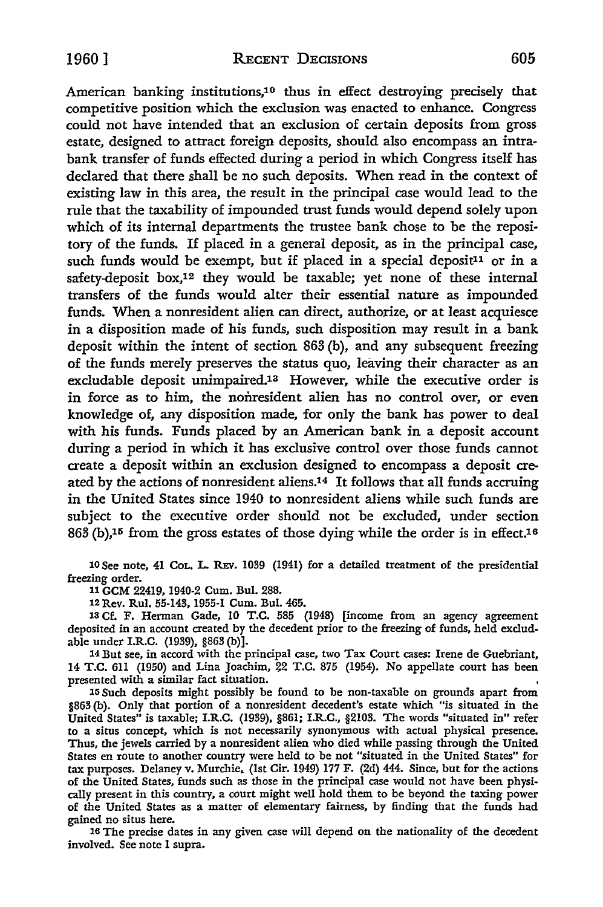American banking institutions,[10] thus in effect destroying precisely that competitive position which the exclusion was enacted to enhance. Congress could not have intended that an exclusion of certain deposits from gross estate, designed to attract foreign deposits, should also encompass an intrabank transfer of funds effected during a period in which Congress itself has declared that there shall be no such deposits. When read in the context of existing law in this area, the result in the principal case would lead to the rule that the taxability of impounded trust funds would depend solely upon which of its internal departments the trustee bank chose to be the repository of the funds. If placed in a general deposit, as in the principal case, such funds would be exempt, but if placed in a special deposit[11] or in a safety-deposit box,[12] they would be taxable; yet none of these internal transfers of the funds would alter their essential nature as impounded funds. When a nonresident alien can direct, authorize, or at least acquiesce in a disposition made of his funds, such disposition may result in a bank deposit within the intent of section 863 (b), and any subsequent freezing of the funds merely preserves the status quo, leaving their character as an excludable deposit unimpaired.[13] However, while the executive order is in force as to him, the nonresident alien has no control over, or even knowledge of, any disposition made, for only the bank has power to deal with his funds. Funds placed by an American bank in a deposit account during a period in which it has exclusive control over those funds cannot create a deposit within an exclusion designed to encompass a deposit created by the actions of nonresident aliens.[14] It follows that all funds accruing in the United States since 1940 to nonresident aliens while such funds are subject to the executive order should not be excluded, under section 863 (b),[15] from the gross estates of those dying while the order is in effect.[16]

[10] See note, 41 COL. L. REV. 1039 (1941) for a detailed treatment of the presidential freezing order.

[11] GCM 22419, 1940-2 Cum. Bul. 288.

[12] Rev. Rul. 55-143, 1955-1 Cum. Bul. 465.

[13] Cf. F. Herman Gade, 10 T.C. 585 (1948) [income from an agency agreement deposited in an account created by the decedent prior to the freezing of funds, held excludable under I.R.C. (1939), §863 (b)].

[14] But see, in accord with the principal case, two Tax Court cases: Irene de Guebriant, 14 T.C. 611 (1950) and Lina Joachim, 22 T.C. 875 (1954). No appellate court has been presented with a similar fact situation.

[15] Such deposits might possibly be found to be non-taxable on grounds apart from §863 (b). Only that portion of a nonresident decedent's estate which "is situated in the United States" is taxable; I.R.C. (1939), §861; I.R.C., §2103. The words "situated in" refer to a situs concept, which is not necessarily synonymous with actual physical presence. Thus, the jewels carried by a nonresident alien who died while passing through the United States en route to another country were held to be not "situated in the United States" for tax purposes. Delaney v. Murchie, (1st Cir. 1949) 177 F. (2d) 444. Since, but for the actions of the United States, funds such as those in the principal case would not have been physically present in this country, a court might well hold them to be beyond the taxing power of the United States as a matter of elementary fairness, by finding that the funds had gained no situs here.

[16] The precise dates in any given case will depend on the nationality of the decedent involved. See note 1 supra.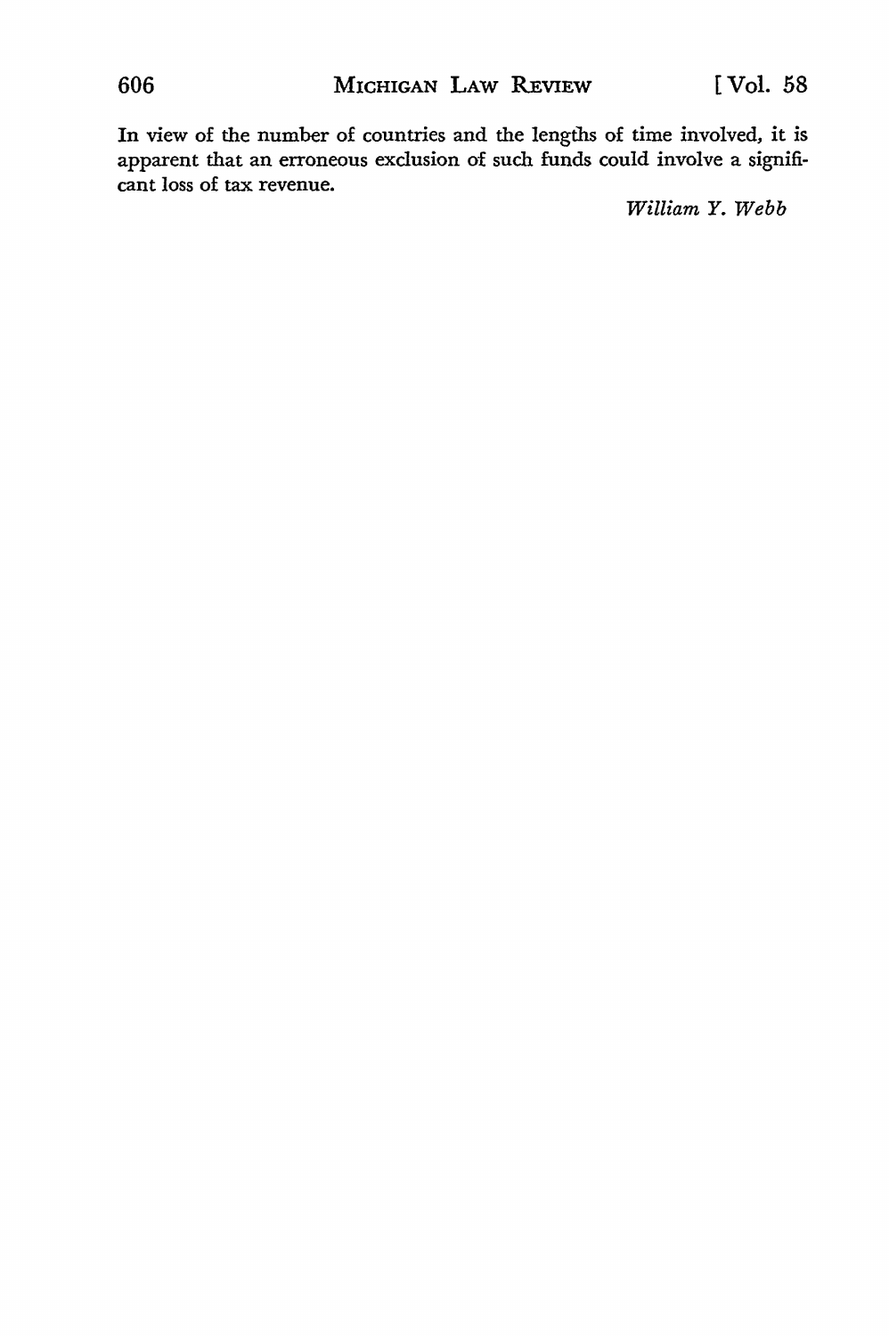In view of the number of countries and the lengths of time involved, it is apparent that an erroneous exclusion of such funds could involve a significant loss of tax revenue.

*William Y. Webb*